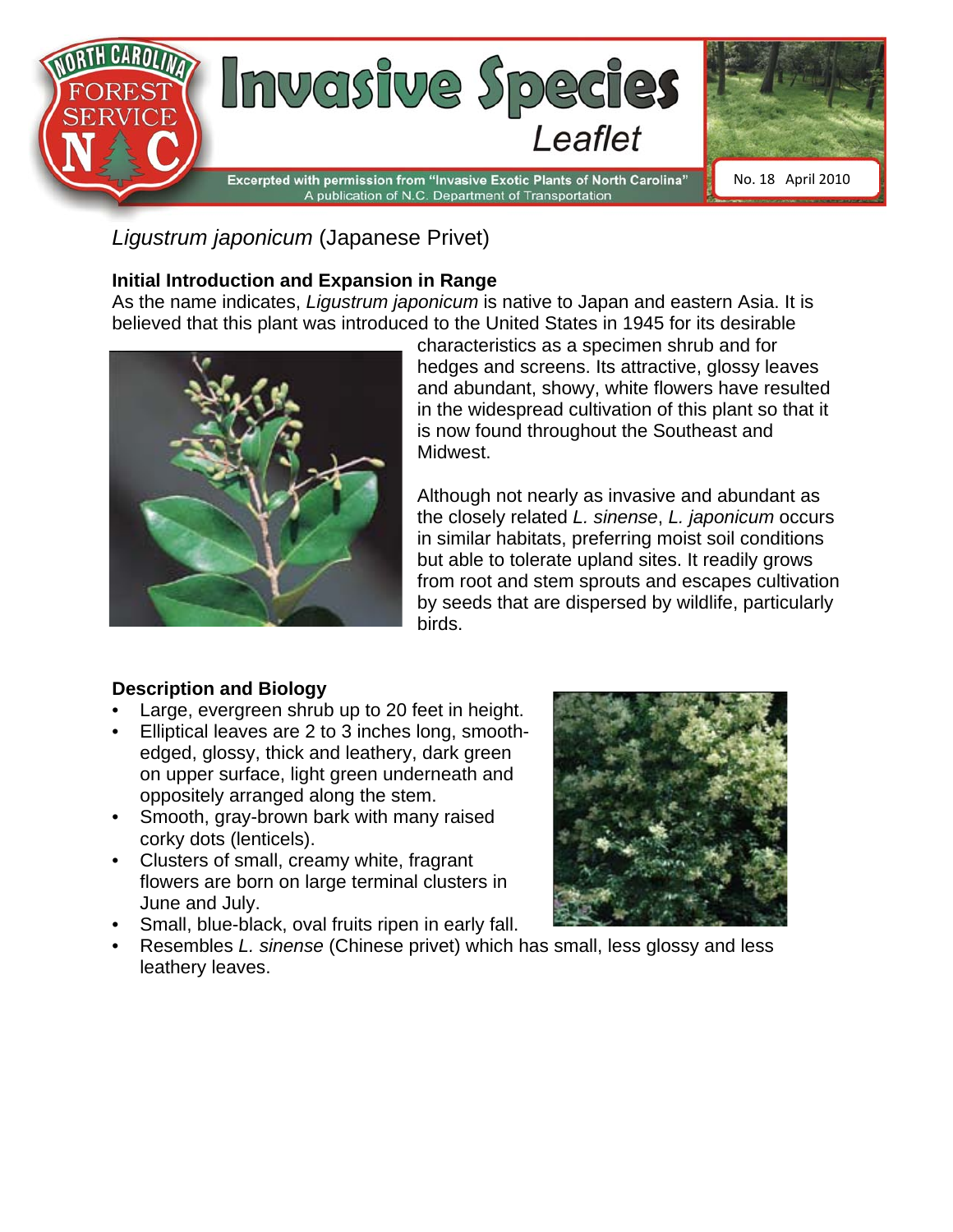# Invasive Species Leaflet

Excerpted with permission from "Invasive Exotic Plants of North Carolina"
A publication of N.C. Department of Transportation

No. 18 April 2010

## *Ligustrum japonicum* (Japanese Privet)

### Initial Introduction and Expansion in Range

As the name indicates, *Ligustrum japonicum* is native to Japan and eastern Asia. It is believed that this plant was introduced to the United States in 1945 for its desirable characteristics as a specimen shrub and for hedges and screens. Its attractive, glossy leaves and abundant, showy, white flowers have resulted in the widespread cultivation of this plant so that it is now found throughout the Southeast and Midwest.

Although not nearly as invasive and abundant as the closely related *L. sinense*, *L. japonicum* occurs in similar habitats, preferring moist soil conditions but able to tolerate upland sites. It readily grows from root and stem sprouts and escapes cultivation by seeds that are dispersed by wildlife, particularly birds.

### Description and Biology

- Large, evergreen shrub up to 20 feet in height.
- Elliptical leaves are 2 to 3 inches long, smooth-edged, glossy, thick and leathery, dark green on upper surface, light green underneath and oppositely arranged along the stem.
- Smooth, gray-brown bark with many raised corky dots (lenticels).
- Clusters of small, creamy white, fragrant flowers are born on large terminal clusters in June and July.
- Small, blue-black, oval fruits ripen in early fall.
- Resembles *L. sinense* (Chinese privet) which has small, less glossy and less leathery leaves.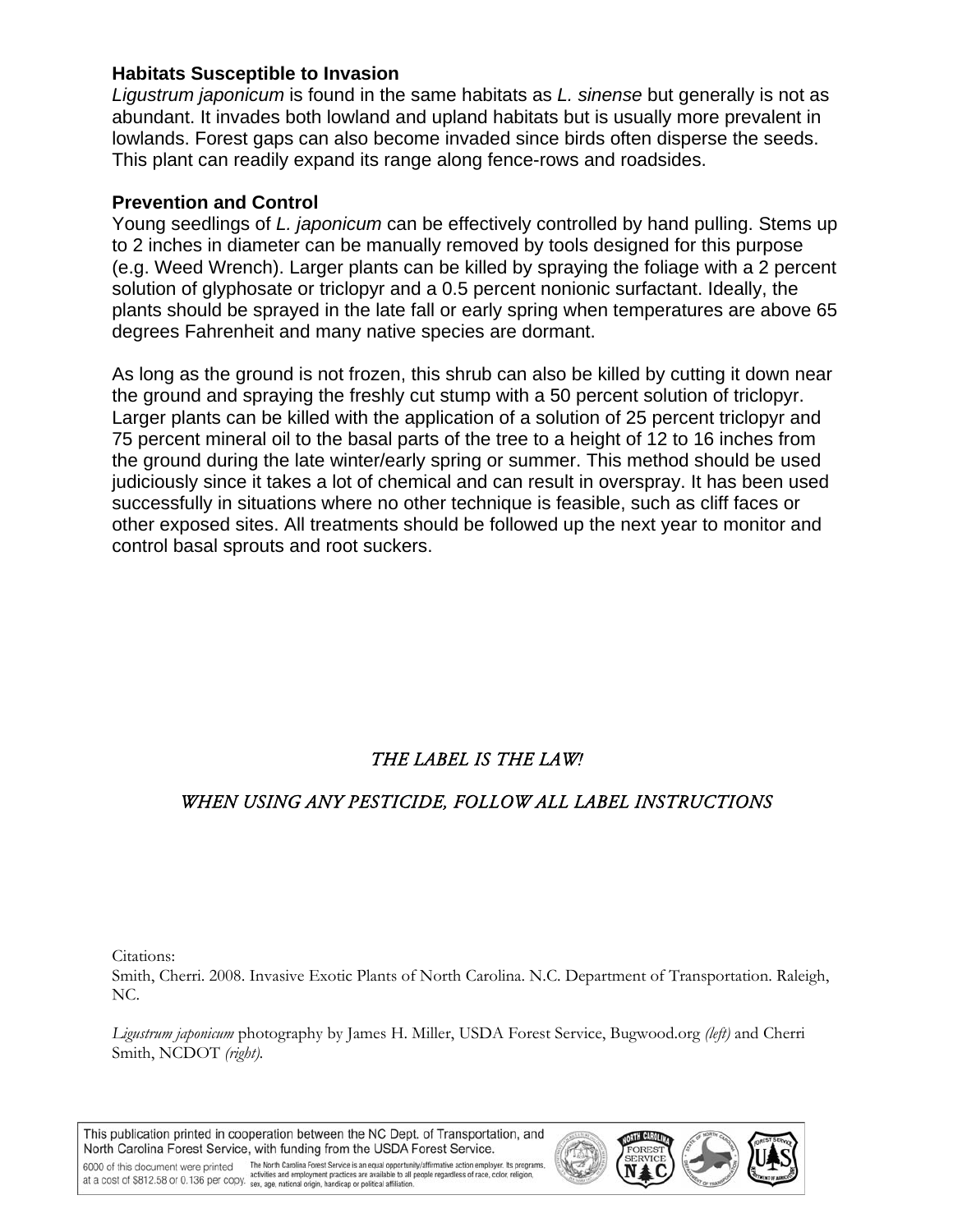### Habitats Susceptible to Invasion

*Ligustrum japonicum* is found in the same habitats as *L. sinense* but generally is not as abundant. It invades both lowland and upland habitats but is usually more prevalent in lowlands. Forest gaps can also become invaded since birds often disperse the seeds. This plant can readily expand its range along fence-rows and roadsides.

### Prevention and Control

Young seedlings of *L. japonicum* can be effectively controlled by hand pulling. Stems up to 2 inches in diameter can be manually removed by tools designed for this purpose (e.g. Weed Wrench). Larger plants can be killed by spraying the foliage with a 2 percent solution of glyphosate or triclopyr and a 0.5 percent nonionic surfactant. Ideally, the plants should be sprayed in the late fall or early spring when temperatures are above 65 degrees Fahrenheit and many native species are dormant.

As long as the ground is not frozen, this shrub can also be killed by cutting it down near the ground and spraying the freshly cut stump with a 50 percent solution of triclopyr. Larger plants can be killed with the application of a solution of 25 percent triclopyr and 75 percent mineral oil to the basal parts of the tree to a height of 12 to 16 inches from the ground during the late winter/early spring or summer. This method should be used judiciously since it takes a lot of chemical and can result in overspray. It has been used successfully in situations where no other technique is feasible, such as cliff faces or other exposed sites. All treatments should be followed up the next year to monitor and control basal sprouts and root suckers.

*THE LABEL IS THE LAW!*

*WHEN USING ANY PESTICIDE, FOLLOW ALL LABEL INSTRUCTIONS*

Citations:
Smith, Cherri. 2008. Invasive Exotic Plants of North Carolina. N.C. Department of Transportation. Raleigh, NC.

*Ligustrum japonicum* photography by James H. Miller, USDA Forest Service, Bugwood.org *(left)* and Cherri Smith, NCDOT *(right)*.

This publication printed in cooperation between the NC Dept. of Transportation, and North Carolina Forest Service, with funding from the USDA Forest Service.

6000 of this document were printed at a cost of $812.58 or 0.136 per copy. The North Carolina Forest Service is an equal opportunity/affirmative action employer. Its programs, activities and employment practices are available to all people regardless of race, color, religion, sex, age, national origin, handicap or political affiliation.